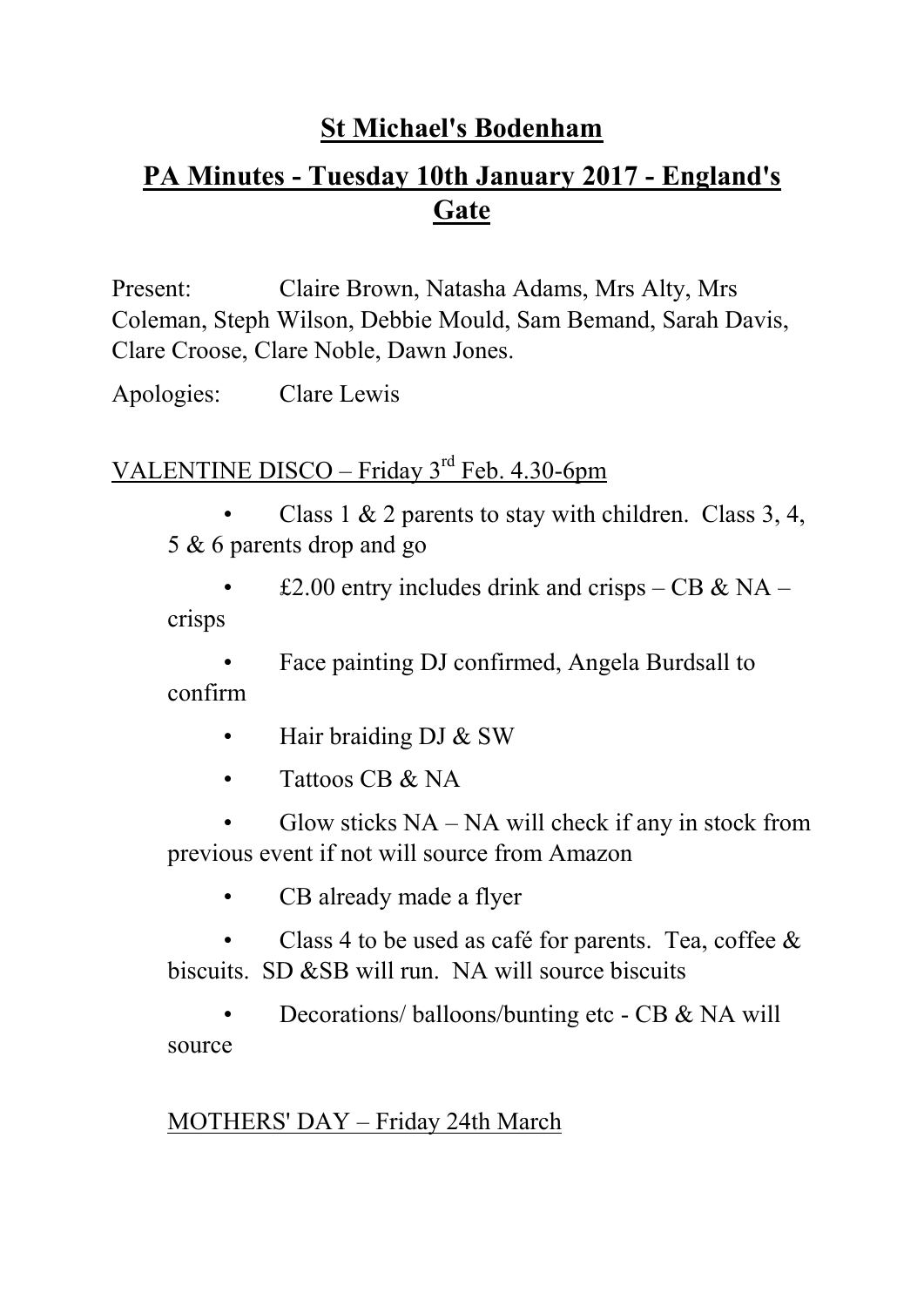# St Michael's Bodenham

## PA Minutes - Tuesday 10th January 2017 - England's Gate

Present: Claire Brown, Natasha Adams, Mrs Alty, Mrs Coleman, Steph Wilson, Debbie Mould, Sam Bemand, Sarah Davis, Clare Croose, Clare Noble, Dawn Jones.

Apologies: Clare Lewis

### VALENTINE DISCO – Friday 3rd Feb. 4.30-6pm

- Class 1 & 2 parents to stay with children. Class 3, 4, 5 & 6 parents drop and go
- £2.00 entry includes drink and crisps – CB & NA – crisps
- Face painting DJ confirmed, Angela Burdsall to confirm
- Hair braiding DJ & SW
- Tattoos CB & NA
- Glow sticks NA – NA will check if any in stock from previous event if not will source from Amazon
- CB already made a flyer
- Class 4 to be used as café for parents. Tea, coffee & biscuits. SD &SB will run. NA will source biscuits
- Decorations/ balloons/bunting etc - CB & NA will source

### MOTHERS' DAY – Friday 24th March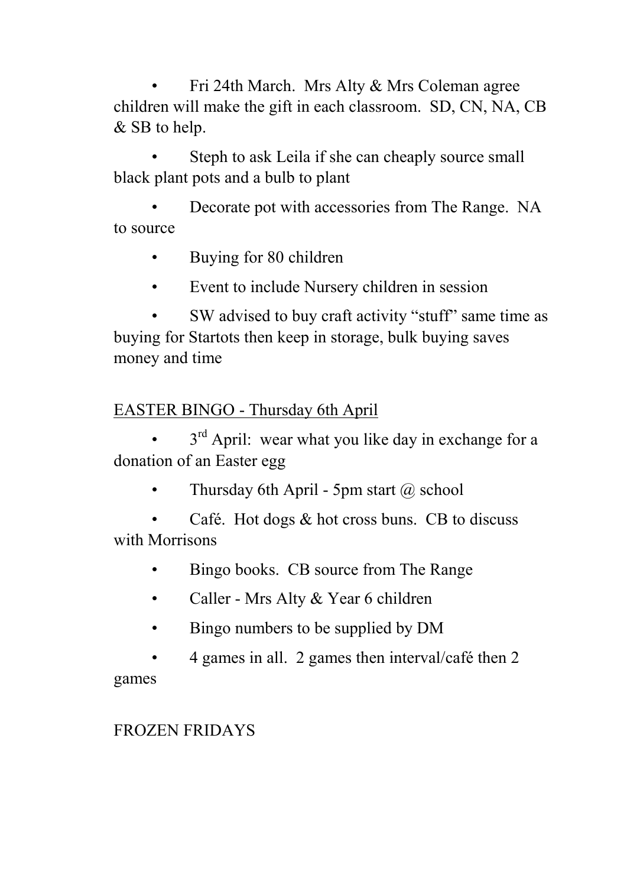- Fri 24th March. Mrs Alty & Mrs Coleman agree children will make the gift in each classroom. SD, CN, NA, CB & SB to help.
- Steph to ask Leila if she can cheaply source small black plant pots and a bulb to plant
- Decorate pot with accessories from The Range. NA to source
- Buying for 80 children
- Event to include Nursery children in session
- SW advised to buy craft activity "stuff" same time as buying for Startots then keep in storage, bulk buying saves money and time

<u>EASTER BINGO - Thursday 6th April</u>

- 3rd April: wear what you like day in exchange for a donation of an Easter egg
- Thursday 6th April - 5pm start @ school
- Café. Hot dogs & hot cross buns. CB to discuss with Morrisons
- Bingo books. CB source from The Range
- Caller - Mrs Alty & Year 6 children
- Bingo numbers to be supplied by DM
- 4 games in all. 2 games then interval/café then 2 games

FROZEN FRIDAYS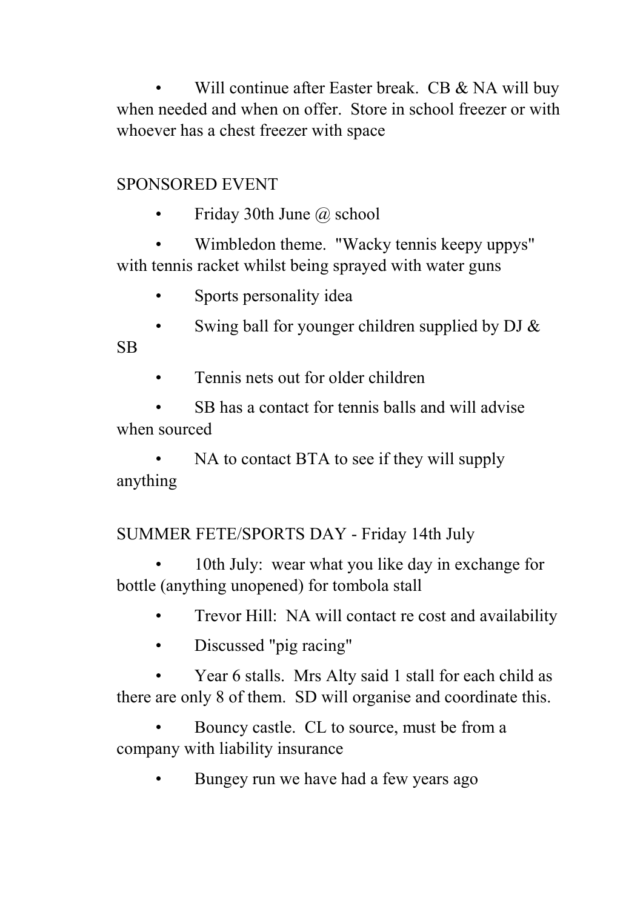- Will continue after Easter break.  CB & NA will buy when needed and when on offer.  Store in school freezer or with whoever has a chest freezer with space

SPONSORED EVENT

- Friday 30th June @ school
- Wimbledon theme.  "Wacky tennis keepy uppys" with tennis racket whilst being sprayed with water guns
- Sports personality idea
- Swing ball for younger children supplied by DJ & SB
- Tennis nets out for older children
- SB has a contact for tennis balls and will advise when sourced
- NA to contact BTA to see if they will supply anything

SUMMER FETE/SPORTS DAY - Friday 14th July

- 10th July:  wear what you like day in exchange for bottle (anything unopened) for tombola stall
- Trevor Hill:  NA will contact re cost and availability
- Discussed "pig racing"
- Year 6 stalls.  Mrs Alty said 1 stall for each child as there are only 8 of them.  SD will organise and coordinate this.
- Bouncy castle.  CL to source, must be from a company with liability insurance
- Bungey run we have had a few years ago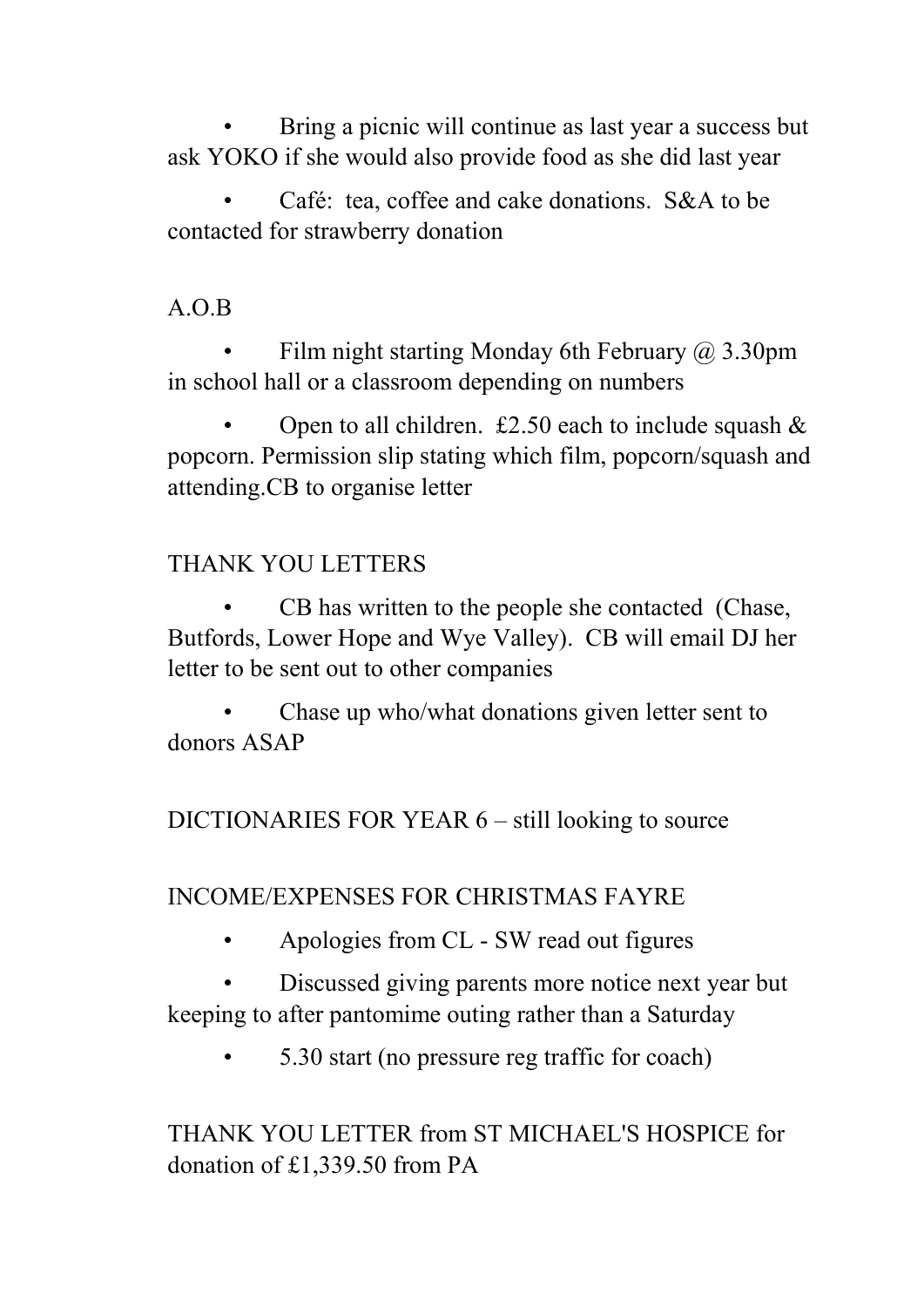- Bring a picnic will continue as last year a success but ask YOKO if she would also provide food as she did last year
- Café: tea, coffee and cake donations. S&A to be contacted for strawberry donation

A.O.B

- Film night starting Monday 6th February @ 3.30pm in school hall or a classroom depending on numbers
- Open to all children. £2.50 each to include squash & popcorn. Permission slip stating which film, popcorn/squash and attending.CB to organise letter

THANK YOU LETTERS

- CB has written to the people she contacted (Chase, Butfords, Lower Hope and Wye Valley). CB will email DJ her letter to be sent out to other companies
- Chase up who/what donations given letter sent to donors ASAP

DICTIONARIES FOR YEAR 6 – still looking to source

INCOME/EXPENSES FOR CHRISTMAS FAYRE

- Apologies from CL - SW read out figures
- Discussed giving parents more notice next year but keeping to after pantomime outing rather than a Saturday
- 5.30 start (no pressure reg traffic for coach)

THANK YOU LETTER from ST MICHAEL'S HOSPICE for donation of £1,339.50 from PA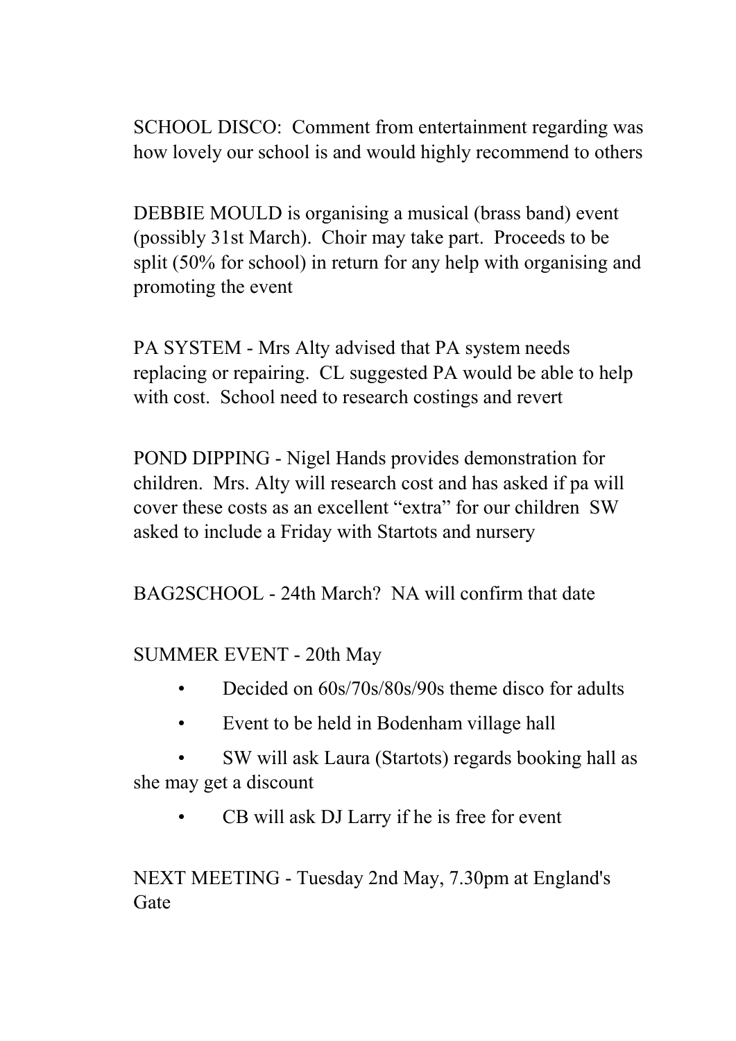SCHOOL DISCO: Comment from entertainment regarding was how lovely our school is and would highly recommend to others

DEBBIE MOULD is organising a musical (brass band) event (possibly 31st March). Choir may take part. Proceeds to be split (50% for school) in return for any help with organising and promoting the event

PA SYSTEM - Mrs Alty advised that PA system needs replacing or repairing. CL suggested PA would be able to help with cost. School need to research costings and revert

POND DIPPING - Nigel Hands provides demonstration for children. Mrs. Alty will research cost and has asked if pa will cover these costs as an excellent "extra" for our children SW asked to include a Friday with Startots and nursery

BAG2SCHOOL - 24th March? NA will confirm that date

SUMMER EVENT - 20th May

- Decided on 60s/70s/80s/90s theme disco for adults
- Event to be held in Bodenham village hall
- SW will ask Laura (Startots) regards booking hall as she may get a discount
- CB will ask DJ Larry if he is free for event

NEXT MEETING - Tuesday 2nd May, 7.30pm at England's Gate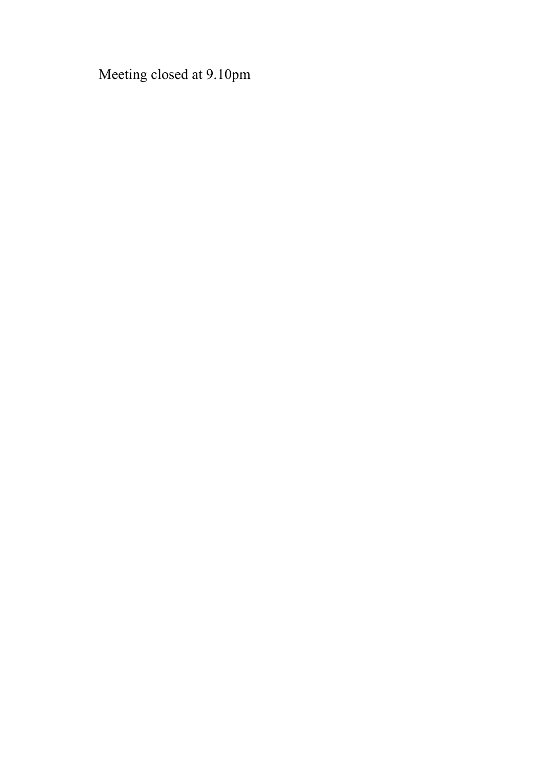Meeting closed at 9.10pm